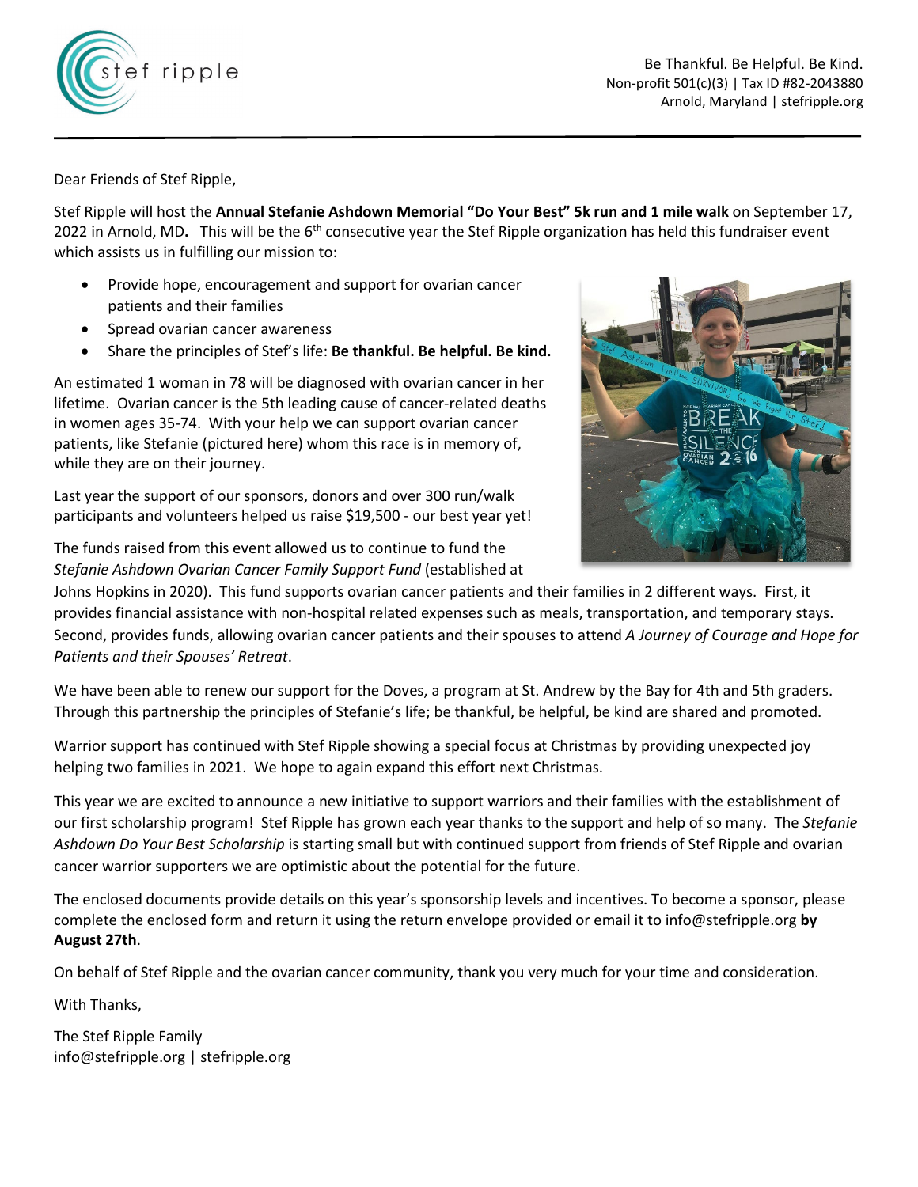stef ripple

Be Thankful. Be Helpful. Be Kind.
Non-profit 501(c)(3) | Tax ID #82-2043880
Arnold, Maryland | stefripple.org

---

Dear Friends of Stef Ripple,

Stef Ripple will host the **Annual Stefanie Ashdown Memorial "Do Your Best" 5k run and 1 mile walk** on September 17, 2022 in Arnold, MD**.** This will be the 6th consecutive year the Stef Ripple organization has held this fundraiser event which assists us in fulfilling our mission to:

- Provide hope, encouragement and support for ovarian cancer patients and their families
- Spread ovarian cancer awareness
- Share the principles of Stef's life: **Be thankful. Be helpful. Be kind.**

An estimated 1 woman in 78 will be diagnosed with ovarian cancer in her lifetime. Ovarian cancer is the 5th leading cause of cancer-related deaths in women ages 35-74. With your help we can support ovarian cancer patients, like Stefanie (pictured here) whom this race is in memory of, while they are on their journey.

Last year the support of our sponsors, donors and over 300 run/walk participants and volunteers helped us raise $19,500 - our best year yet!

The funds raised from this event allowed us to continue to fund the *Stefanie Ashdown Ovarian Cancer Family Support Fund* (established at Johns Hopkins in 2020). This fund supports ovarian cancer patients and their families in 2 different ways. First, it provides financial assistance with non-hospital related expenses such as meals, transportation, and temporary stays. Second, provides funds, allowing ovarian cancer patients and their spouses to attend *A Journey of Courage and Hope for Patients and their Spouses' Retreat*.

We have been able to renew our support for the Doves, a program at St. Andrew by the Bay for 4th and 5th graders. Through this partnership the principles of Stefanie's life; be thankful, be helpful, be kind are shared and promoted.

Warrior support has continued with Stef Ripple showing a special focus at Christmas by providing unexpected joy helping two families in 2021. We hope to again expand this effort next Christmas.

This year we are excited to announce a new initiative to support warriors and their families with the establishment of our first scholarship program! Stef Ripple has grown each year thanks to the support and help of so many. The *Stefanie Ashdown Do Your Best Scholarship* is starting small but with continued support from friends of Stef Ripple and ovarian cancer warrior supporters we are optimistic about the potential for the future.

The enclosed documents provide details on this year's sponsorship levels and incentives. To become a sponsor, please complete the enclosed form and return it using the return envelope provided or email it to info@stefripple.org **by August 27th**.

On behalf of Stef Ripple and the ovarian cancer community, thank you very much for your time and consideration.

With Thanks,

The Stef Ripple Family
info@stefripple.org | stefripple.org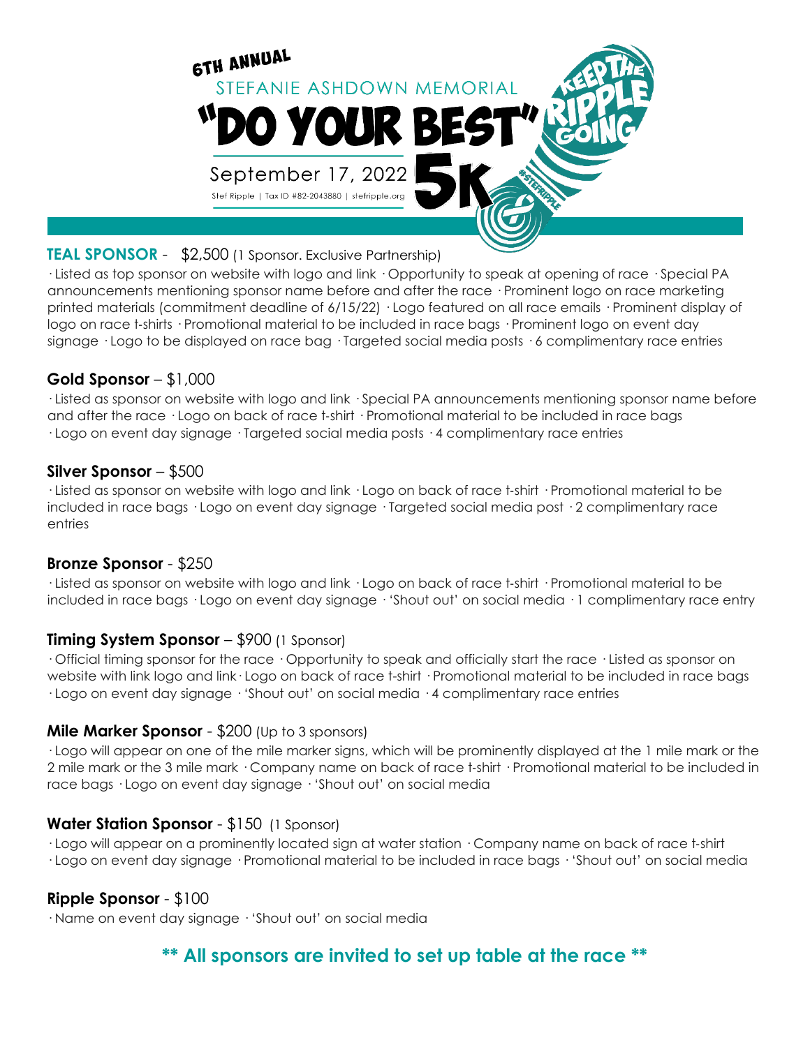6TH ANNUAL

STEFANIE ASHDOWN MEMORIAL

# "DO YOUR BEST" 5K

September 17, 2022

Stef Ripple | Tax ID #82-2043880 | stefripple.org

KEEP THE RIPPLE GOING

#STEFRIPPLE

## TEAL SPONSOR - $2,500 (1 Sponsor. Exclusive Partnership)

· Listed as top sponsor on website with logo and link · Opportunity to speak at opening of race · Special PA announcements mentioning sponsor name before and after the race · Prominent logo on race marketing printed materials (commitment deadline of 6/15/22) · Logo featured on all race emails · Prominent display of logo on race t-shirts · Promotional material to be included in race bags · Prominent logo on event day signage · Logo to be displayed on race bag · Targeted social media posts · 6 complimentary race entries

## Gold Sponsor – $1,000

· Listed as sponsor on website with logo and link · Special PA announcements mentioning sponsor name before and after the race · Logo on back of race t-shirt · Promotional material to be included in race bags · Logo on event day signage · Targeted social media posts · 4 complimentary race entries

## Silver Sponsor – $500

· Listed as sponsor on website with logo and link · Logo on back of race t-shirt · Promotional material to be included in race bags · Logo on event day signage · Targeted social media post · 2 complimentary race entries

## Bronze Sponsor - $250

· Listed as sponsor on website with logo and link · Logo on back of race t-shirt · Promotional material to be included in race bags · Logo on event day signage · 'Shout out' on social media · 1 complimentary race entry

## Timing System Sponsor – $900 (1 Sponsor)

· Official timing sponsor for the race · Opportunity to speak and officially start the race · Listed as sponsor on website with link logo and link · Logo on back of race t-shirt · Promotional material to be included in race bags · Logo on event day signage · 'Shout out' on social media · 4 complimentary race entries

## Mile Marker Sponsor - $200 (Up to 3 sponsors)

· Logo will appear on one of the mile marker signs, which will be prominently displayed at the 1 mile mark or the 2 mile mark or the 3 mile mark · Company name on back of race t-shirt · Promotional material to be included in race bags · Logo on event day signage · 'Shout out' on social media

## Water Station Sponsor - $150 (1 Sponsor)

· Logo will appear on a prominently located sign at water station · Company name on back of race t-shirt · Logo on event day signage · Promotional material to be included in race bags · 'Shout out' on social media

## Ripple Sponsor - $100

· Name on event day signage · 'Shout out' on social media

**** All sponsors are invited to set up table at the race ****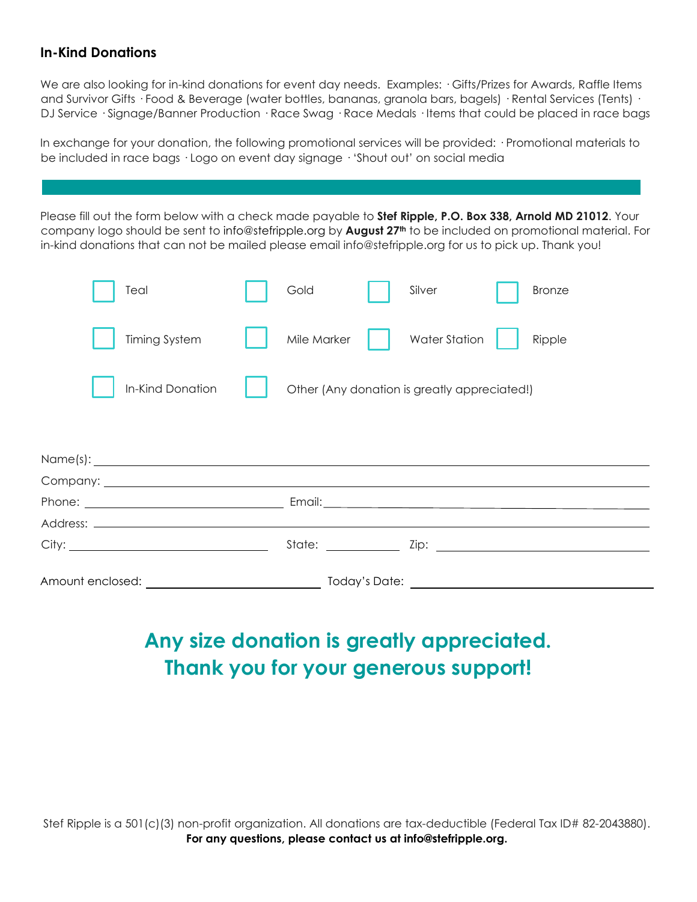## In-Kind Donations

We are also looking for in-kind donations for event day needs. Examples: · Gifts/Prizes for Awards, Raffle Items and Survivor Gifts · Food & Beverage (water bottles, bananas, granola bars, bagels) · Rental Services (Tents) · DJ Service · Signage/Banner Production · Race Swag · Race Medals · Items that could be placed in race bags

In exchange for your donation, the following promotional services will be provided: · Promotional materials to be included in race bags · Logo on event day signage · 'Shout out' on social media

---

Please fill out the form below with a check made payable to **Stef Ripple, P.O. Box 338, Arnold MD 21012**. Your company logo should be sent to info@stefripple.org by **August 27th** to be included on promotional material. For in-kind donations that can not be mailed please email info@stefripple.org for us to pick up. Thank you!

- [ ] Teal
- [ ] Gold
- [ ] Silver
- [ ] Bronze
- [ ] Timing System
- [ ] Mile Marker
- [ ] Water Station
- [ ] Ripple
- [ ] In-Kind Donation
- [ ] Other (Any donation is greatly appreciated!)

Name(s): ______________________________

Company: ______________________________

Phone: ______________ Email: ______________

Address: ______________________________

City: ______________ State: ______ Zip: ______________

Amount enclosed: ______________ Today's Date: ______________

## Any size donation is greatly appreciated. Thank you for your generous support!

Stef Ripple is a 501(c)(3) non-profit organization. All donations are tax-deductible (Federal Tax ID# 82-2043880).
**For any questions, please contact us at info@stefripple.org.**